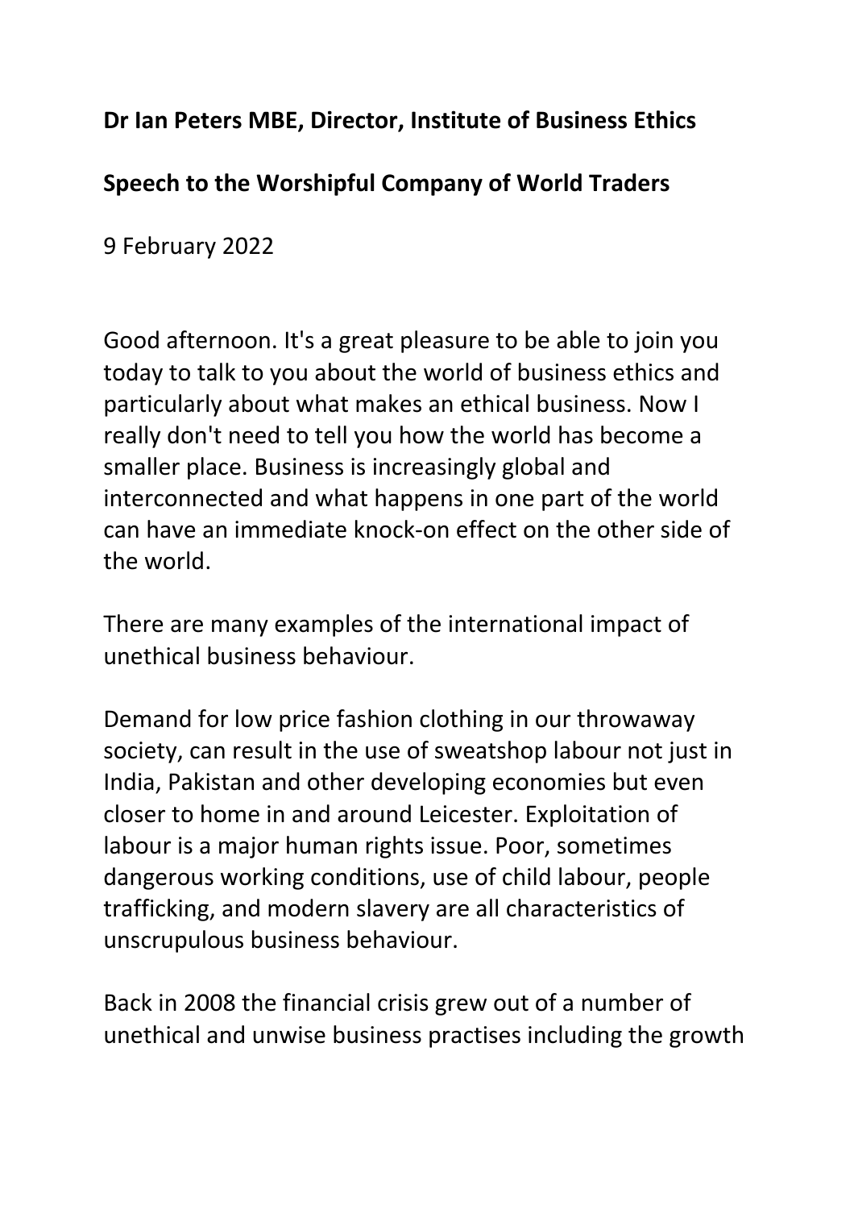**Dr Ian Peters MBE, Director, Institute of Business Ethics**

**Speech to the Worshipful Company of World Traders**

9 February 2022

Good afternoon. It's a great pleasure to be able to join you today to talk to you about the world of business ethics and particularly about what makes an ethical business. Now I really don't need to tell you how the world has become a smaller place. Business is increasingly global and interconnected and what happens in one part of the world can have an immediate knock-on effect on the other side of the world.

There are many examples of the international impact of unethical business behaviour.

Demand for low price fashion clothing in our throwaway society, can result in the use of sweatshop labour not just in India, Pakistan and other developing economies but even closer to home in and around Leicester. Exploitation of labour is a major human rights issue. Poor, sometimes dangerous working conditions, use of child labour, people trafficking, and modern slavery are all characteristics of unscrupulous business behaviour.

Back in 2008 the financial crisis grew out of a number of unethical and unwise business practises including the growth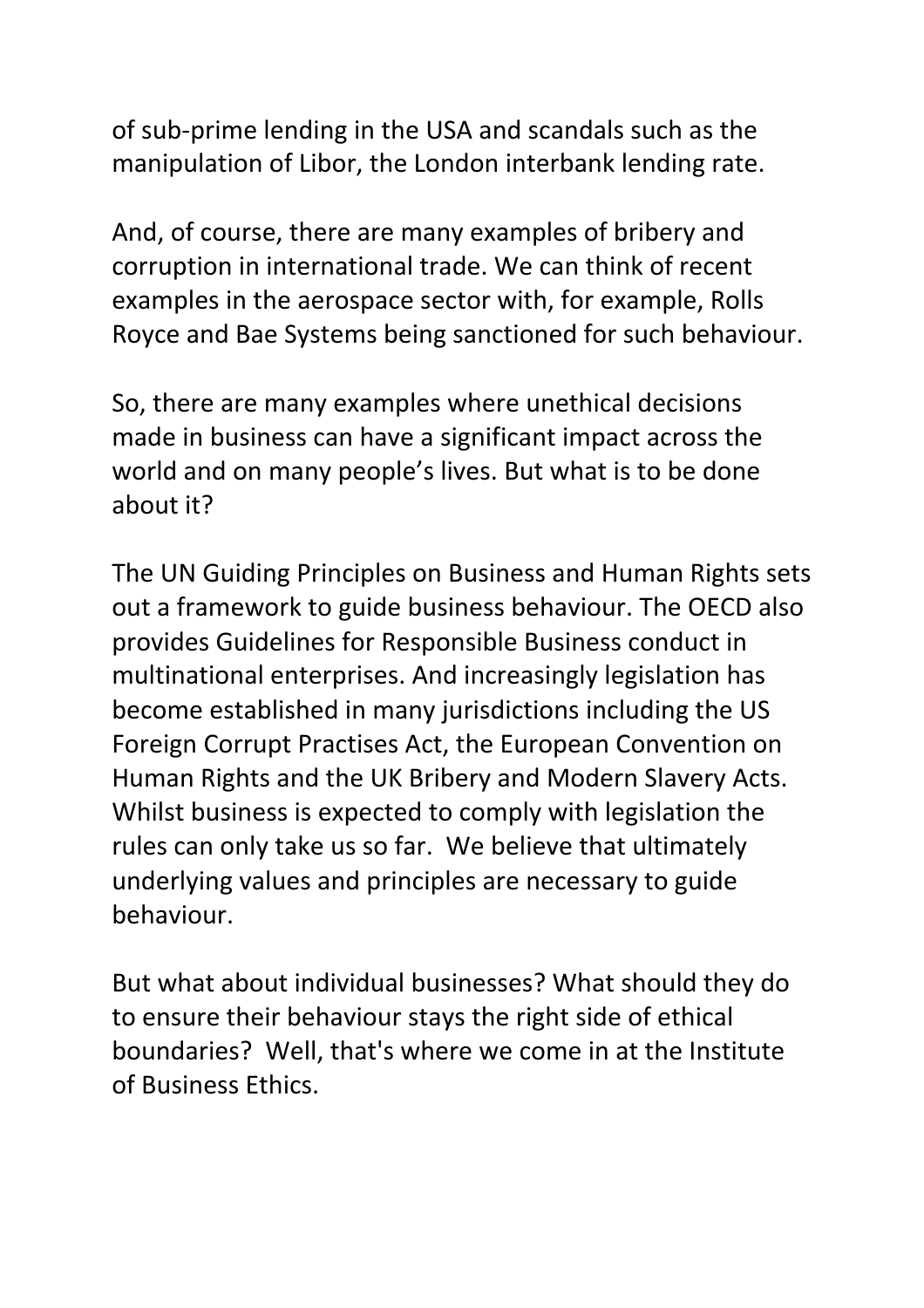of sub-prime lending in the USA and scandals such as the manipulation of Libor, the London interbank lending rate.

And, of course, there are many examples of bribery and corruption in international trade. We can think of recent examples in the aerospace sector with, for example, Rolls Royce and Bae Systems being sanctioned for such behaviour.

So, there are many examples where unethical decisions made in business can have a significant impact across the world and on many people’s lives. But what is to be done about it?

The UN Guiding Principles on Business and Human Rights sets out a framework to guide business behaviour. The OECD also provides Guidelines for Responsible Business conduct in multinational enterprises. And increasingly legislation has become established in many jurisdictions including the US Foreign Corrupt Practises Act, the European Convention on Human Rights and the UK Bribery and Modern Slavery Acts. Whilst business is expected to comply with legislation the rules can only take us so far. We believe that ultimately underlying values and principles are necessary to guide behaviour.

But what about individual businesses? What should they do to ensure their behaviour stays the right side of ethical boundaries? Well, that's where we come in at the Institute of Business Ethics.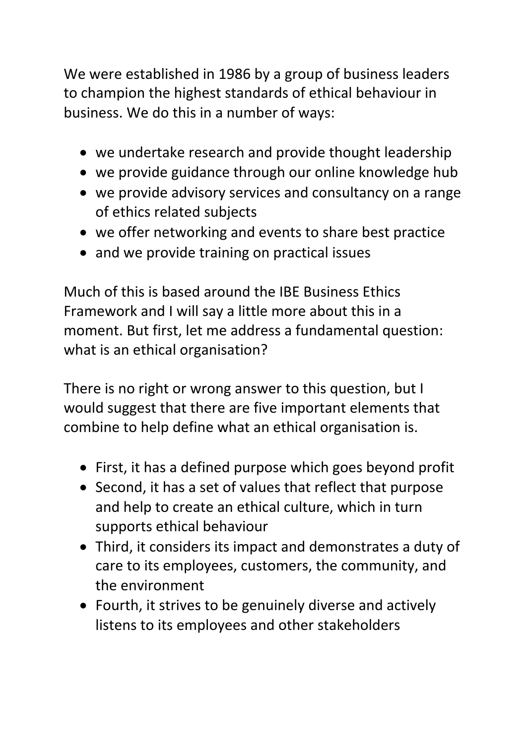We were established in 1986 by a group of business leaders to champion the highest standards of ethical behaviour in business. We do this in a number of ways:

- we undertake research and provide thought leadership
- we provide guidance through our online knowledge hub
- we provide advisory services and consultancy on a range of ethics related subjects
- we offer networking and events to share best practice
- and we provide training on practical issues

Much of this is based around the IBE Business Ethics Framework and I will say a little more about this in a moment. But first, let me address a fundamental question: what is an ethical organisation?

There is no right or wrong answer to this question, but I would suggest that there are five important elements that combine to help define what an ethical organisation is.

- First, it has a defined purpose which goes beyond profit
- Second, it has a set of values that reflect that purpose and help to create an ethical culture, which in turn supports ethical behaviour
- Third, it considers its impact and demonstrates a duty of care to its employees, customers, the community, and the environment
- Fourth, it strives to be genuinely diverse and actively listens to its employees and other stakeholders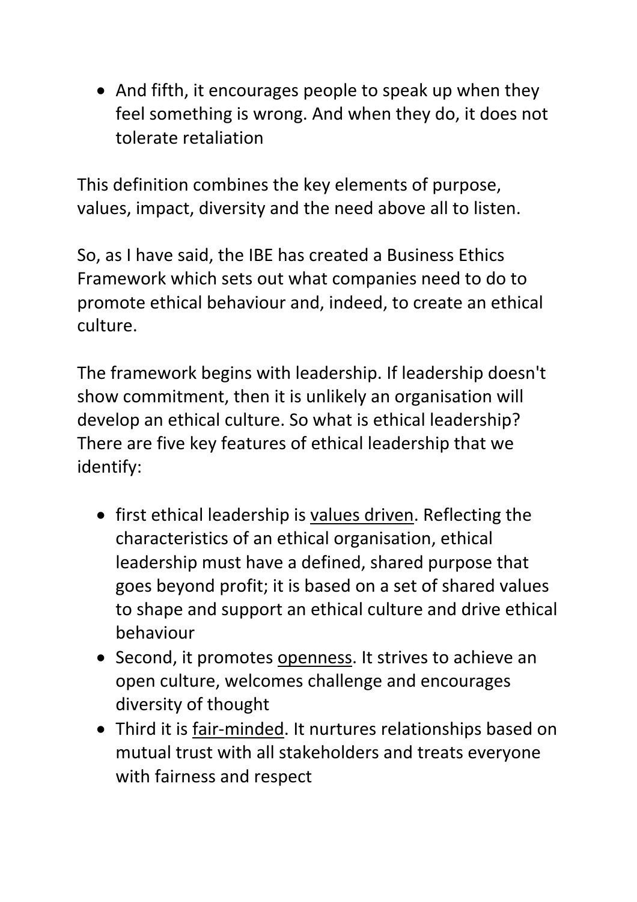- And fifth, it encourages people to speak up when they feel something is wrong. And when they do, it does not tolerate retaliation

This definition combines the key elements of purpose, values, impact, diversity and the need above all to listen.

So, as I have said, the IBE has created a Business Ethics Framework which sets out what companies need to do to promote ethical behaviour and, indeed, to create an ethical culture.

The framework begins with leadership. If leadership doesn't show commitment, then it is unlikely an organisation will develop an ethical culture. So what is ethical leadership? There are five key features of ethical leadership that we identify:

- first ethical leadership is <u>values driven</u>. Reflecting the characteristics of an ethical organisation, ethical leadership must have a defined, shared purpose that goes beyond profit; it is based on a set of shared values to shape and support an ethical culture and drive ethical behaviour
- Second, it promotes <u>openness</u>. It strives to achieve an open culture, welcomes challenge and encourages diversity of thought
- Third it is <u>fair-minded</u>. It nurtures relationships based on mutual trust with all stakeholders and treats everyone with fairness and respect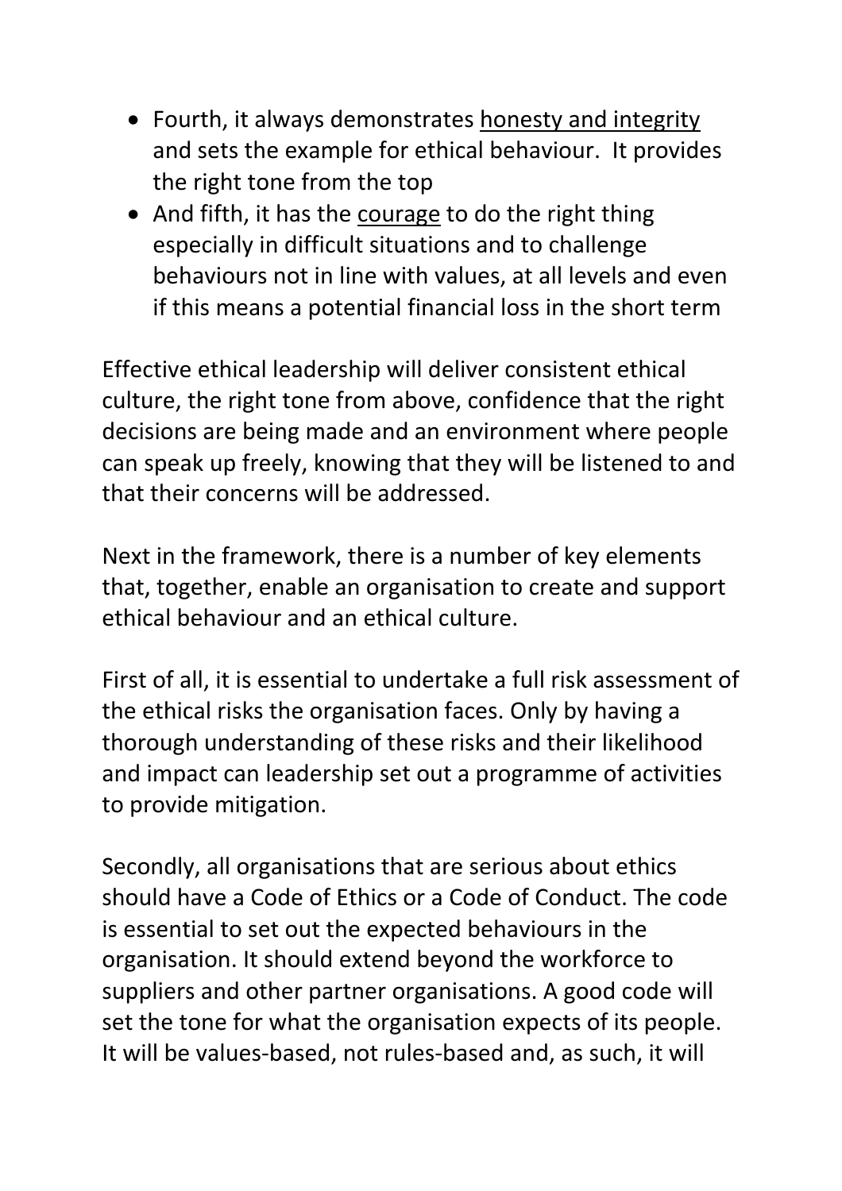- Fourth, it always demonstrates <u>honesty and integrity</u> and sets the example for ethical behaviour. It provides the right tone from the top
- And fifth, it has the <u>courage</u> to do the right thing especially in difficult situations and to challenge behaviours not in line with values, at all levels and even if this means a potential financial loss in the short term

Effective ethical leadership will deliver consistent ethical culture, the right tone from above, confidence that the right decisions are being made and an environment where people can speak up freely, knowing that they will be listened to and that their concerns will be addressed.

Next in the framework, there is a number of key elements that, together, enable an organisation to create and support ethical behaviour and an ethical culture.

First of all, it is essential to undertake a full risk assessment of the ethical risks the organisation faces. Only by having a thorough understanding of these risks and their likelihood and impact can leadership set out a programme of activities to provide mitigation.

Secondly, all organisations that are serious about ethics should have a Code of Ethics or a Code of Conduct. The code is essential to set out the expected behaviours in the organisation. It should extend beyond the workforce to suppliers and other partner organisations. A good code will set the tone for what the organisation expects of its people. It will be values-based, not rules-based and, as such, it will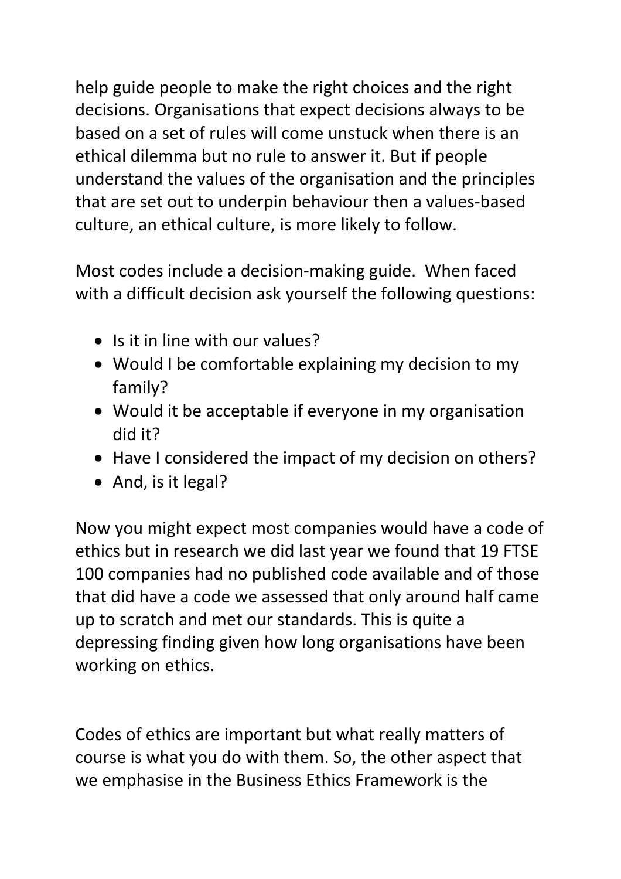help guide people to make the right choices and the right decisions. Organisations that expect decisions always to be based on a set of rules will come unstuck when there is an ethical dilemma but no rule to answer it. But if people understand the values of the organisation and the principles that are set out to underpin behaviour then a values-based culture, an ethical culture, is more likely to follow.

Most codes include a decision-making guide. When faced with a difficult decision ask yourself the following questions:

- Is it in line with our values?
- Would I be comfortable explaining my decision to my family?
- Would it be acceptable if everyone in my organisation did it?
- Have I considered the impact of my decision on others?
- And, is it legal?

Now you might expect most companies would have a code of ethics but in research we did last year we found that 19 FTSE 100 companies had no published code available and of those that did have a code we assessed that only around half came up to scratch and met our standards. This is quite a depressing finding given how long organisations have been working on ethics.

Codes of ethics are important but what really matters of course is what you do with them. So, the other aspect that we emphasise in the Business Ethics Framework is the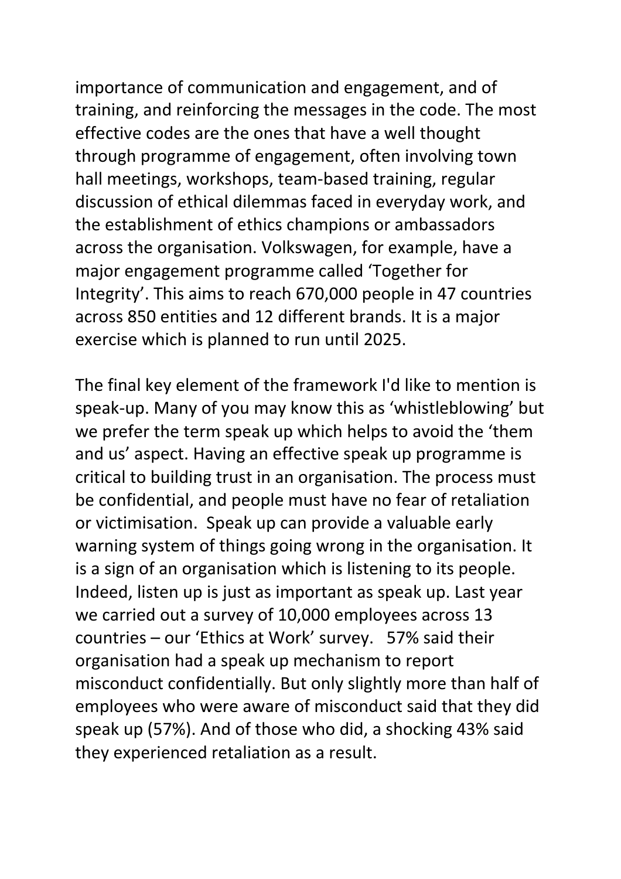importance of communication and engagement, and of training, and reinforcing the messages in the code. The most effective codes are the ones that have a well thought through programme of engagement, often involving town hall meetings, workshops, team-based training, regular discussion of ethical dilemmas faced in everyday work, and the establishment of ethics champions or ambassadors across the organisation. Volkswagen, for example, have a major engagement programme called 'Together for Integrity'. This aims to reach 670,000 people in 47 countries across 850 entities and 12 different brands. It is a major exercise which is planned to run until 2025.

The final key element of the framework I'd like to mention is speak-up. Many of you may know this as 'whistleblowing' but we prefer the term speak up which helps to avoid the 'them and us' aspect. Having an effective speak up programme is critical to building trust in an organisation. The process must be confidential, and people must have no fear of retaliation or victimisation. Speak up can provide a valuable early warning system of things going wrong in the organisation. It is a sign of an organisation which is listening to its people. Indeed, listen up is just as important as speak up. Last year we carried out a survey of 10,000 employees across 13 countries – our 'Ethics at Work' survey. 57% said their organisation had a speak up mechanism to report misconduct confidentially. But only slightly more than half of employees who were aware of misconduct said that they did speak up (57%). And of those who did, a shocking 43% said they experienced retaliation as a result.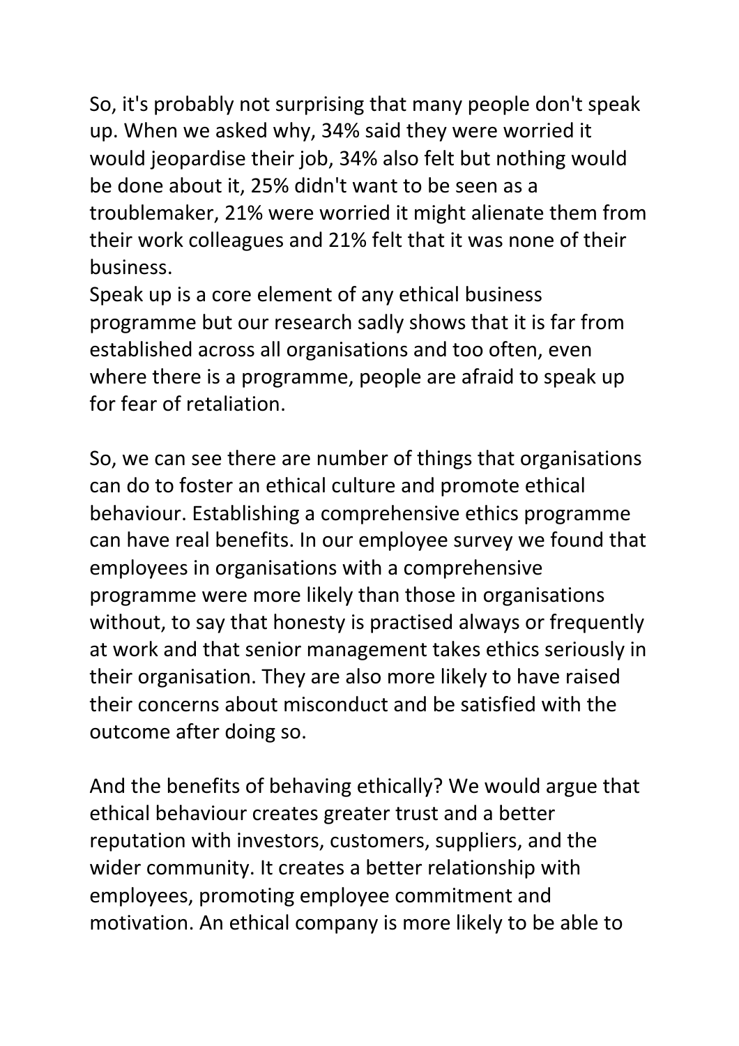So, it's probably not surprising that many people don't speak up. When we asked why, 34% said they were worried it would jeopardise their job, 34% also felt but nothing would be done about it, 25% didn't want to be seen as a troublemaker, 21% were worried it might alienate them from their work colleagues and 21% felt that it was none of their business.

Speak up is a core element of any ethical business programme but our research sadly shows that it is far from established across all organisations and too often, even where there is a programme, people are afraid to speak up for fear of retaliation.

So, we can see there are number of things that organisations can do to foster an ethical culture and promote ethical behaviour. Establishing a comprehensive ethics programme can have real benefits. In our employee survey we found that employees in organisations with a comprehensive programme were more likely than those in organisations without, to say that honesty is practised always or frequently at work and that senior management takes ethics seriously in their organisation. They are also more likely to have raised their concerns about misconduct and be satisfied with the outcome after doing so.

And the benefits of behaving ethically? We would argue that ethical behaviour creates greater trust and a better reputation with investors, customers, suppliers, and the wider community. It creates a better relationship with employees, promoting employee commitment and motivation. An ethical company is more likely to be able to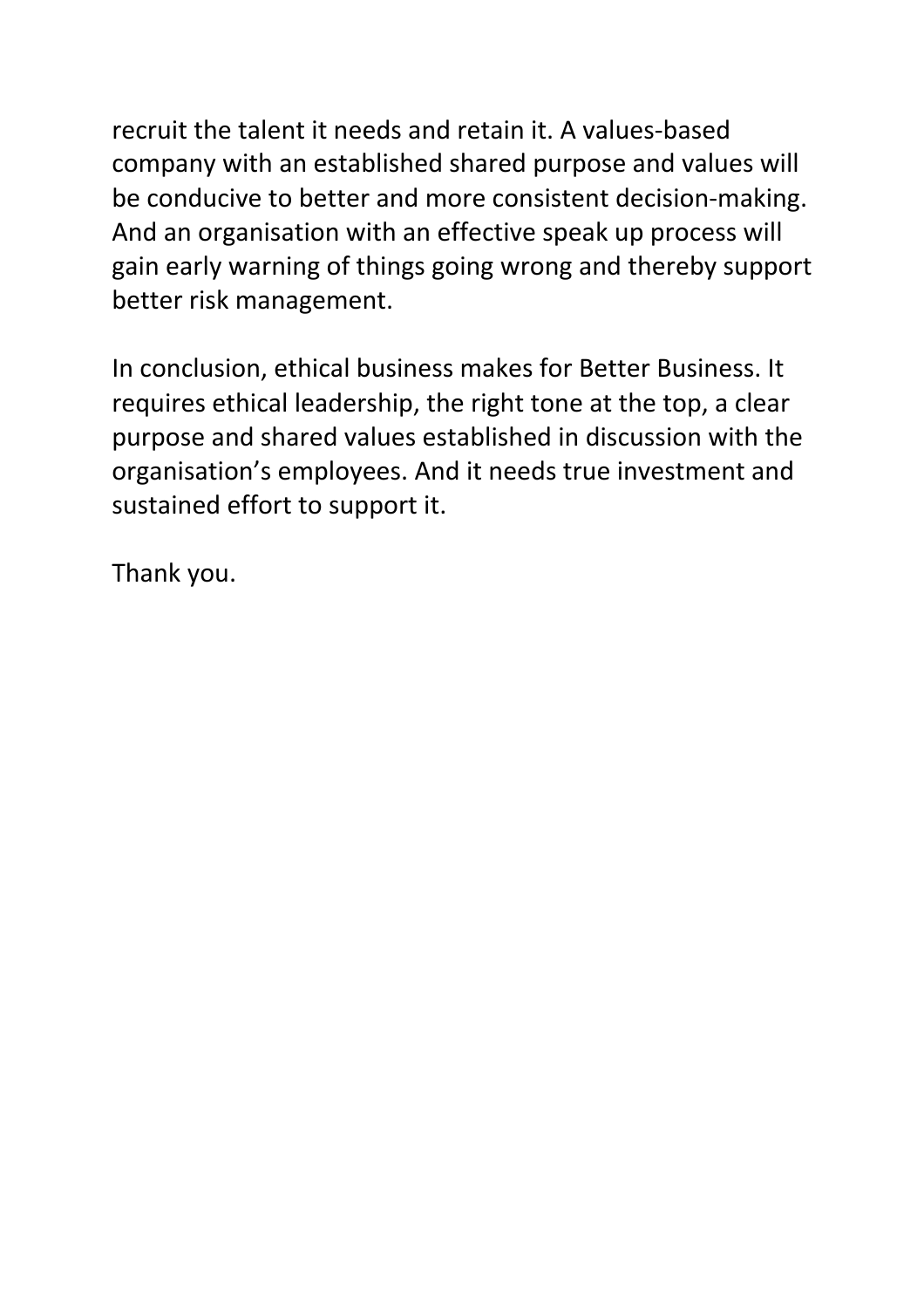recruit the talent it needs and retain it. A values-based company with an established shared purpose and values will be conducive to better and more consistent decision-making. And an organisation with an effective speak up process will gain early warning of things going wrong and thereby support better risk management.

In conclusion, ethical business makes for Better Business. It requires ethical leadership, the right tone at the top, a clear purpose and shared values established in discussion with the organisation's employees. And it needs true investment and sustained effort to support it.

Thank you.